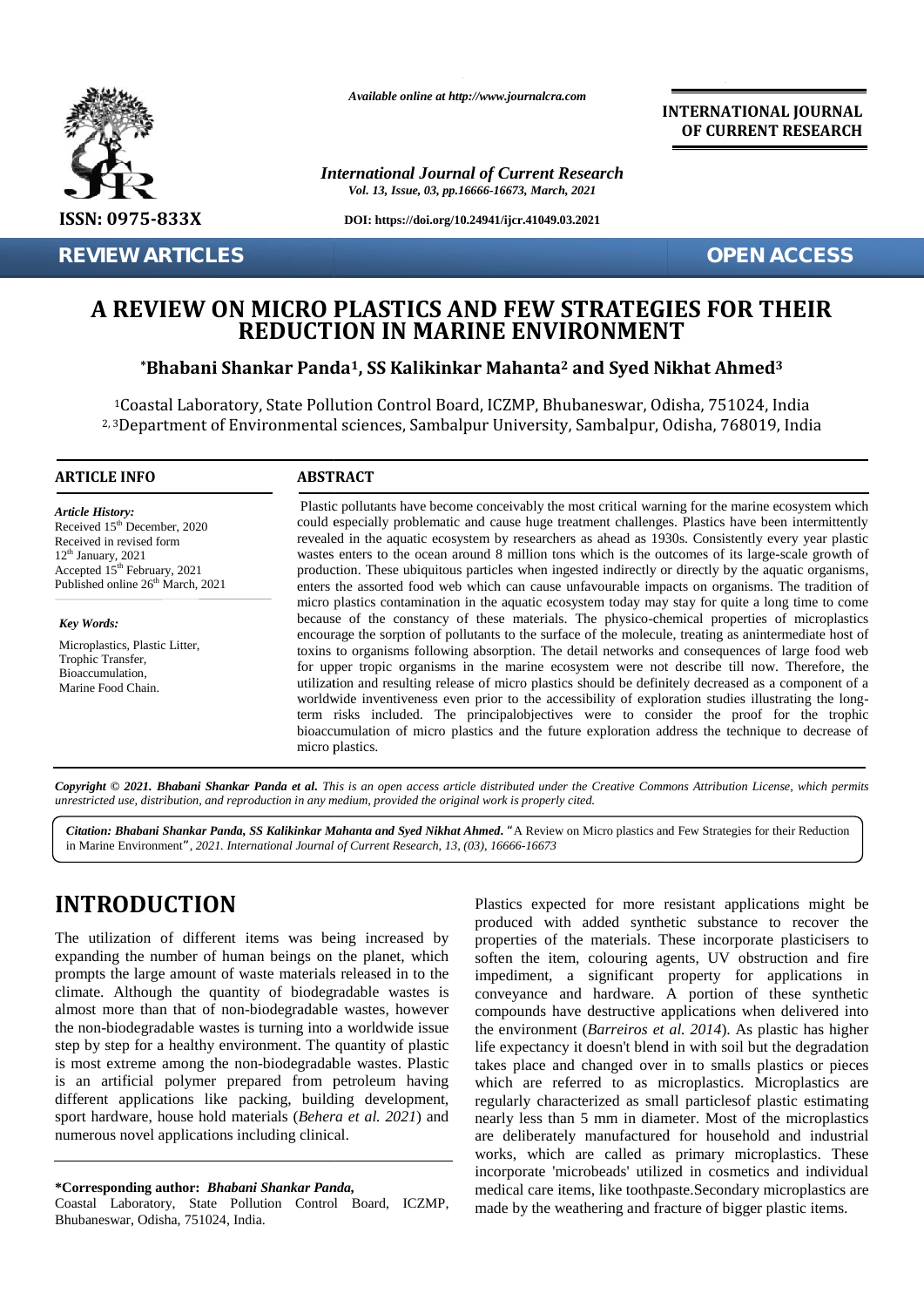Available online at http://www.journalcra.com

DOI: https://doi.org/10.24941/ijcr.41049.03.2021

**REVIEW ARTICLES** **OPEN ACCESS**

# A REVIEW ON MICRO PLASTICS AND FEW STRATEGIES FOR THEIR REDUCTION IN MARINE ENVIRONMENT

**\*Bhabani Shankar Panda[1], SS Kalikinkar Mahanta[2] and Syed Nikhat Ahmed[3]**

[1]Coastal Laboratory, State Pollution Control Board, ICZMP, Bhubaneswar, Odisha, 751024, India
[2, 3]Department of Environmental sciences, Sambalpur University, Sambalpur, Odisha, 768019, India

## ARTICLE INFO

*Article History:*
Received 15th December, 2020
Received in revised form
12th January, 2021
Accepted 15th February, 2021
Published online 26th March, 2021

*Key Words:*
Microplastics, Plastic Litter, Trophic Transfer, Bioaccumulation, Marine Food Chain.

## ABSTRACT

Plastic pollutants have become conceivably the most critical warning for the marine ecosystem which could especially problematic and cause huge treatment challenges. Plastics have been intermittently revealed in the aquatic ecosystem by researchers as ahead as 1930s. Consistently every year plastic wastes enters to the ocean around 8 million tons which is the outcomes of its large-scale growth of production. These ubiquitous particles when ingested indirectly or directly by the aquatic organisms, enters the assorted food web which can cause unfavourable impacts on organisms. The tradition of micro plastics contamination in the aquatic ecosystem today may stay for quite a long time to come because of the constancy of these materials. The physico-chemical properties of microplastics encourage the sorption of pollutants to the surface of the molecule, treating as anintermediate host of toxins to organisms following absorption. The detail networks and consequences of large food web for upper tropic organisms in the marine ecosystem were not describe till now. Therefore, the utilization and resulting release of micro plastics should be definitely decreased as a component of a worldwide inventiveness even prior to the accessibility of exploration studies illustrating the long-term risks included. The principalobjectives were to consider the proof for the trophic bioaccumulation of micro plastics and the future exploration address the technique to decrease of micro plastics.

*Copyright © 2021. Bhabani Shankar Panda et al. This is an open access article distributed under the Creative Commons Attribution License, which permits unrestricted use, distribution, and reproduction in any medium, provided the original work is properly cited.*

***Citation: Bhabani Shankar Panda, SS Kalikinkar Mahanta and Syed Nikhat Ahmed.*** "A Review on Micro plastics and Few Strategies for their Reduction in Marine Environment", *2021. International Journal of Current Research, 13, (03), 16666-16673*

# INTRODUCTION

The utilization of different items was being increased by expanding the number of human beings on the planet, which prompts the large amount of waste materials released in to the climate. Although the quantity of biodegradable wastes is almost more than that of non-biodegradable wastes, however the non-biodegradable wastes is turning into a worldwide issue step by step for a healthy environment. The quantity of plastic is most extreme among the non-biodegradable wastes. Plastic is an artificial polymer prepared from petroleum having different applications like packing, building development, sport hardware, house hold materials (*Behera et al. 2021*) and numerous novel applications including clinical.

Plastics expected for more resistant applications might be produced with added synthetic substance to recover the properties of the materials. These incorporate plasticisers to soften the item, colouring agents, UV obstruction and fire impediment, a significant property for applications in conveyance and hardware. A portion of these synthetic compounds have destructive applications when delivered into the environment (*Barreiros et al. 2014*). As plastic has higher life expectancy it doesn't blend in with soil but the degradation takes place and changed over in to smalls plastics or pieces which are referred to as microplastics. Microplastics are regularly characterized as small particlesof plastic estimating nearly less than 5 mm in diameter. Most of the microplastics are deliberately manufactured for household and industrial works, which are called as primary microplastics. These incorporate 'microbeads' utilized in cosmetics and individual medical care items, like toothpaste.Secondary microplastics are made by the weathering and fracture of bigger plastic items.

**\*Corresponding author: *Bhabani Shankar Panda,***
Coastal Laboratory, State Pollution Control Board, ICZMP, Bhubaneswar, Odisha, 751024, India.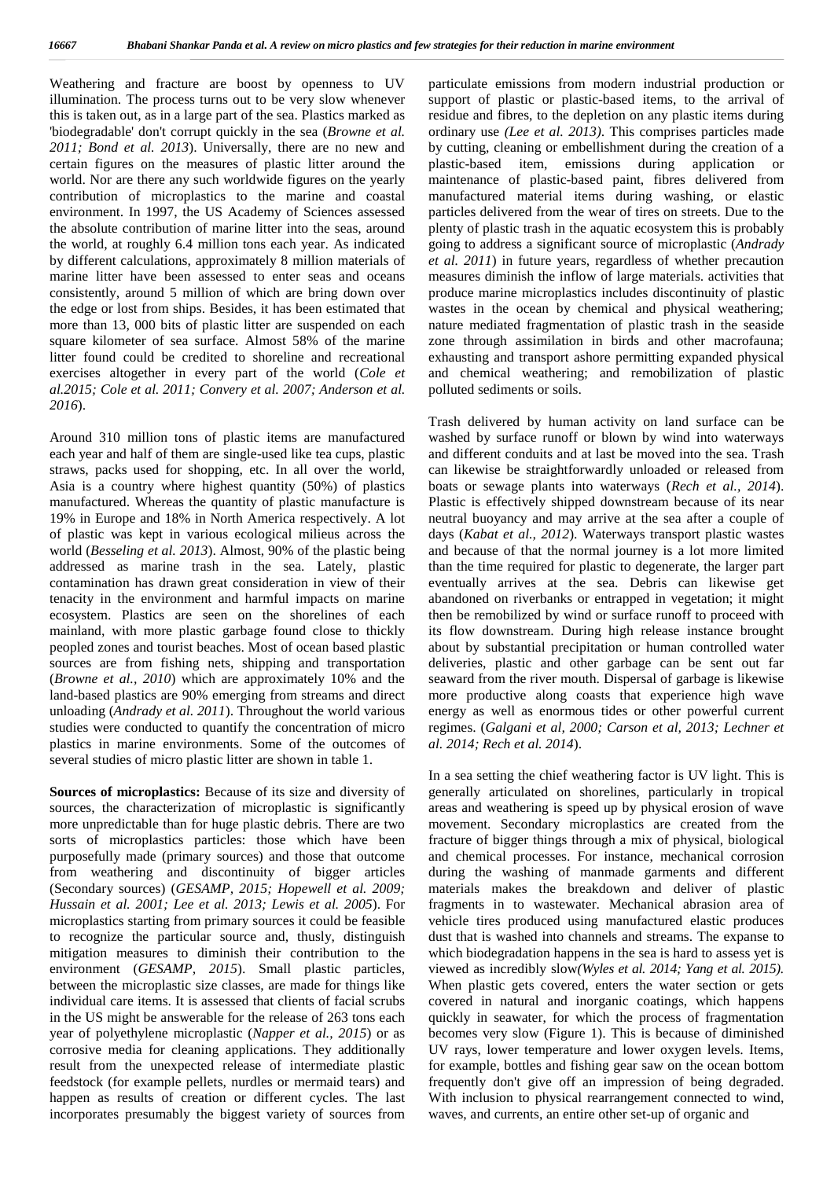Weathering and fracture are boost by openness to UV illumination. The process turns out to be very slow whenever this is taken out, as in a large part of the sea. Plastics marked as 'biodegradable' don't corrupt quickly in the sea (*Browne et al. 2011; Bond et al. 2013*). Universally, there are no new and certain figures on the measures of plastic litter around the world. Nor are there any such worldwide figures on the yearly contribution of microplastics to the marine and coastal environment. In 1997, the US Academy of Sciences assessed the absolute contribution of marine litter into the seas, around the world, at roughly 6.4 million tons each year. As indicated by different calculations, approximately 8 million materials of marine litter have been assessed to enter seas and oceans consistently, around 5 million of which are bring down over the edge or lost from ships. Besides, it has been estimated that more than 13, 000 bits of plastic litter are suspended on each square kilometer of sea surface. Almost 58% of the marine litter found could be credited to shoreline and recreational exercises altogether in every part of the world (*Cole et al.2015; Cole et al. 2011; Convery et al. 2007; Anderson et al. 2016*).

Around 310 million tons of plastic items are manufactured each year and half of them are single-used like tea cups, plastic straws, packs used for shopping, etc. In all over the world, Asia is a country where highest quantity (50%) of plastics manufactured. Whereas the quantity of plastic manufacture is 19% in Europe and 18% in North America respectively. A lot of plastic was kept in various ecological milieus across the world (*Besseling et al. 2013*). Almost, 90% of the plastic being addressed as marine trash in the sea. Lately, plastic contamination has drawn great consideration in view of their tenacity in the environment and harmful impacts on marine ecosystem. Plastics are seen on the shorelines of each mainland, with more plastic garbage found close to thickly peopled zones and tourist beaches. Most of ocean based plastic sources are from fishing nets, shipping and transportation (*Browne et al., 2010*) which are approximately 10% and the land-based plastics are 90% emerging from streams and direct unloading (*Andrady et al. 2011*). Throughout the world various studies were conducted to quantify the concentration of micro plastics in marine environments. Some of the outcomes of several studies of micro plastic litter are shown in table 1.

**Sources of microplastics:** Because of its size and diversity of sources, the characterization of microplastic is significantly more unpredictable than for huge plastic debris. There are two sorts of microplastics particles: those which have been purposefully made (primary sources) and those that outcome from weathering and discontinuity of bigger articles (Secondary sources) (*GESAMP, 2015; Hopewell et al. 2009; Hussain et al. 2001; Lee et al. 2013; Lewis et al. 2005*). For microplastics starting from primary sources it could be feasible to recognize the particular source and, thusly, distinguish mitigation measures to diminish their contribution to the environment (*GESAMP, 2015*). Small plastic particles, between the microplastic size classes, are made for things like individual care items. It is assessed that clients of facial scrubs in the US might be answerable for the release of 263 tons each year of polyethylene microplastic (*Napper et al., 2015*) or as corrosive media for cleaning applications. They additionally result from the unexpected release of intermediate plastic feedstock (for example pellets, nurdles or mermaid tears) and happen as results of creation or different cycles. The last incorporates presumably the biggest variety of sources from particulate emissions from modern industrial production or support of plastic or plastic-based items, to the arrival of residue and fibres, to the depletion on any plastic items during ordinary use *(Lee et al. 2013)*. This comprises particles made by cutting, cleaning or embellishment during the creation of a plastic-based item, emissions during application or maintenance of plastic-based paint, fibres delivered from manufactured material items during washing, or elastic particles delivered from the wear of tires on streets. Due to the plenty of plastic trash in the aquatic ecosystem this is probably going to address a significant source of microplastic (*Andrady et al. 2011*) in future years, regardless of whether precaution measures diminish the inflow of large materials. activities that produce marine microplastics includes discontinuity of plastic wastes in the ocean by chemical and physical weathering; nature mediated fragmentation of plastic trash in the seaside zone through assimilation in birds and other macrofauna; exhausting and transport ashore permitting expanded physical and chemical weathering; and remobilization of plastic polluted sediments or soils.

Trash delivered by human activity on land surface can be washed by surface runoff or blown by wind into waterways and different conduits and at last be moved into the sea. Trash can likewise be straightforwardly unloaded or released from boats or sewage plants into waterways (*Rech et al., 2014*). Plastic is effectively shipped downstream because of its near neutral buoyancy and may arrive at the sea after a couple of days (*Kabat et al., 2012*). Waterways transport plastic wastes and because of that the normal journey is a lot more limited than the time required for plastic to degenerate, the larger part eventually arrives at the sea. Debris can likewise get abandoned on riverbanks or entrapped in vegetation; it might then be remobilized by wind or surface runoff to proceed with its flow downstream. During high release instance brought about by substantial precipitation or human controlled water deliveries, plastic and other garbage can be sent out far seaward from the river mouth. Dispersal of garbage is likewise more productive along coasts that experience high wave energy as well as enormous tides or other powerful current regimes. (*Galgani et al, 2000; Carson et al, 2013; Lechner et al. 2014; Rech et al. 2014*).

In a sea setting the chief weathering factor is UV light. This is generally articulated on shorelines, particularly in tropical areas and weathering is speed up by physical erosion of wave movement. Secondary microplastics are created from the fracture of bigger things through a mix of physical, biological and chemical processes. For instance, mechanical corrosion during the washing of manmade garments and different materials makes the breakdown and deliver of plastic fragments in to wastewater. Mechanical abrasion area of vehicle tires produced using manufactured elastic produces dust that is washed into channels and streams. The expanse to which biodegradation happens in the sea is hard to assess yet is viewed as incredibly slow*(Wyles et al. 2014; Yang et al. 2015).* When plastic gets covered, enters the water section or gets covered in natural and inorganic coatings, which happens quickly in seawater, for which the process of fragmentation becomes very slow (Figure 1). This is because of diminished UV rays, lower temperature and lower oxygen levels. Items, for example, bottles and fishing gear saw on the ocean bottom frequently don't give off an impression of being degraded. With inclusion to physical rearrangement connected to wind, waves, and currents, an entire other set-up of organic and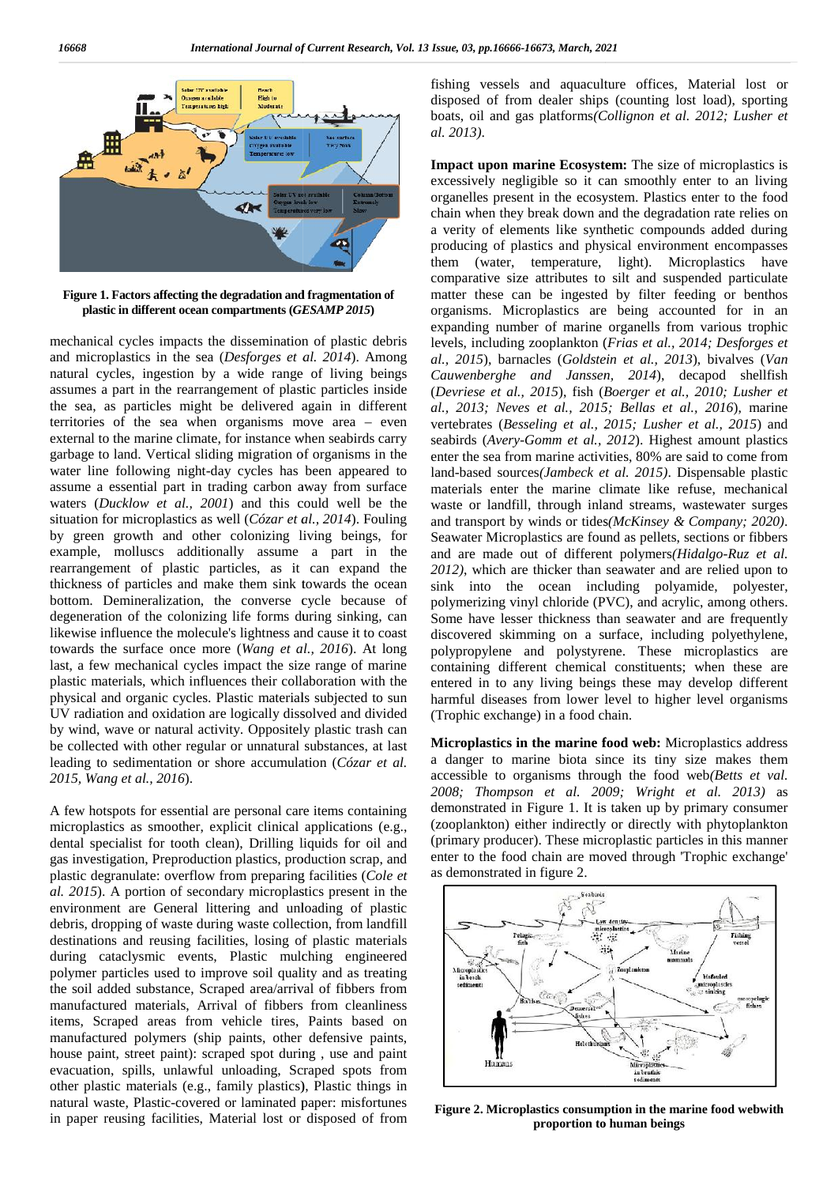Figure 1. Factors affecting the degradation and fragmentation of plastic in different ocean compartments (*GESAMP 2015*)

mechanical cycles impacts the dissemination of plastic debris and microplastics in the sea (*Desforges et al. 2014*). Among natural cycles, ingestion by a wide range of living beings assumes a part in the rearrangement of plastic particles inside the sea, as particles might be delivered again in different territories of the sea when organisms move area – even external to the marine climate, for instance when seabirds carry garbage to land. Vertical sliding migration of organisms in the water line following night-day cycles has been appeared to assume a essential part in trading carbon away from surface waters (*Ducklow et al., 2001*) and this could well be the situation for microplastics as well (*Cózar et al., 2014*). Fouling by green growth and other colonizing living beings, for example, molluscs additionally assume a part in the rearrangement of plastic particles, as it can expand the thickness of particles and make them sink towards the ocean bottom. Demineralization, the converse cycle because of degeneration of the colonizing life forms during sinking, can likewise influence the molecule's lightness and cause it to coast towards the surface once more (*Wang et al., 2016*). At long last, a few mechanical cycles impact the size range of marine plastic materials, which influences their collaboration with the physical and organic cycles. Plastic materials subjected to sun UV radiation and oxidation are logically dissolved and divided by wind, wave or natural activity. Oppositely plastic trash can be collected with other regular or unnatural substances, at last leading to sedimentation or shore accumulation (*Cózar et al. 2015, Wang et al., 2016*).

A few hotspots for essential are personal care items containing microplastics as smoother, explicit clinical applications (e.g., dental specialist for tooth clean), Drilling liquids for oil and gas investigation, Preproduction plastics, production scrap, and plastic degranulate: overflow from preparing facilities (*Cole et al. 2015*). A portion of secondary microplastics present in the environment are General littering and unloading of plastic debris, dropping of waste during waste collection, from landfill destinations and reusing facilities, losing of plastic materials during cataclysmic events, Plastic mulching engineered polymer particles used to improve soil quality and as treating the soil added substance, Scraped area/arrival of fibbers from manufactured materials, Arrival of fibbers from cleanliness items, Scraped areas from vehicle tires, Paints based on manufactured polymers (ship paints, other defensive paints, house paint, street paint): scraped spot during , use and paint evacuation, spills, unlawful unloading, Scraped spots from other plastic materials (e.g., family plastics), Plastic things in natural waste, Plastic-covered or laminated paper: misfortunes in paper reusing facilities, Material lost or disposed of from fishing vessels and aquaculture offices, Material lost or disposed of from dealer ships (counting lost load), sporting boats, oil and gas platforms*(Collignon et al. 2012; Lusher et al. 2013)*.

**Impact upon marine Ecosystem:** The size of microplastics is excessively negligible so it can smoothly enter to an living organelles present in the ecosystem. Plastics enter to the food chain when they break down and the degradation rate relies on a verity of elements like synthetic compounds added during producing of plastics and physical environment encompasses them (water, temperature, light). Microplastics have comparative size attributes to silt and suspended particulate matter these can be ingested by filter feeding or benthos organisms. Microplastics are being accounted for in an expanding number of marine organells from various trophic levels, including zooplankton (*Frias et al., 2014; Desforges et al., 2015*), barnacles (*Goldstein et al., 2013*), bivalves (*Van Cauwenberghe and Janssen, 2014*), decapod shellfish (*Devriese et al., 2015*), fish (*Boerger et al., 2010; Lusher et al., 2013; Neves et al., 2015; Bellas et al., 2016*), marine vertebrates (*Besseling et al., 2015; Lusher et al., 2015*) and seabirds (*Avery-Gomm et al., 2012*). Highest amount plastics enter the sea from marine activities, 80% are said to come from land-based sources*(Jambeck et al. 2015)*. Dispensable plastic materials enter the marine climate like refuse, mechanical waste or landfill, through inland streams, wastewater surges and transport by winds or tides*(McKinsey & Company; 2020)*. Seawater Microplastics are found as pellets, sections or fibbers and are made out of different polymers*(Hidalgo-Ruz et al. 2012)*, which are thicker than seawater and are relied upon to sink into the ocean including polyamide, polyester, polymerizing vinyl chloride (PVC), and acrylic, among others. Some have lesser thickness than seawater and are frequently discovered skimming on a surface, including polyethylene, polypropylene and polystyrene. These microplastics are containing different chemical constituents; when these are entered in to any living beings these may develop different harmful diseases from lower level to higher level organisms (Trophic exchange) in a food chain.

**Microplastics in the marine food web:** Microplastics address a danger to marine biota since its tiny size makes them accessible to organisms through the food web*(Betts et val. 2008; Thompson et al. 2009; Wright et al. 2013)* as demonstrated in Figure 1. It is taken up by primary consumer (zooplankton) either indirectly or directly with phytoplankton (primary producer). These microplastic particles in this manner enter to the food chain are moved through 'Trophic exchange' as demonstrated in figure 2.

Figure 2. Microplastics consumption in the marine food webwith proportion to human beings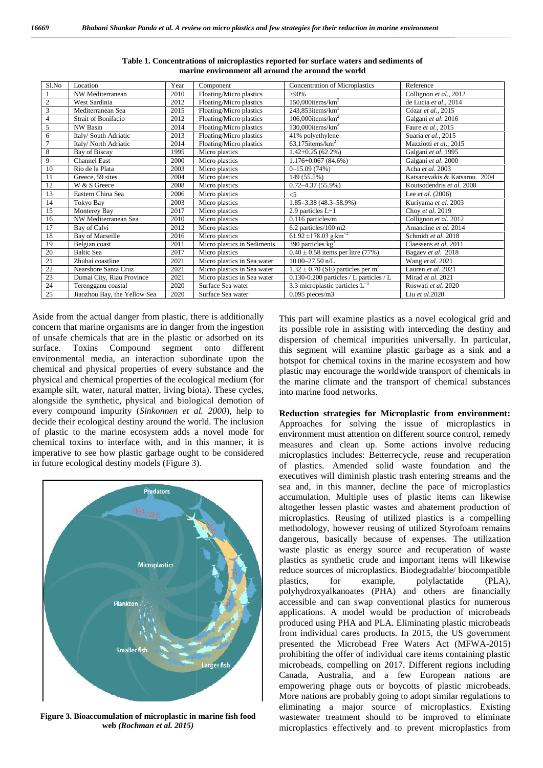**Table 1. Concentrations of microplastics reported for surface waters and sediments of marine environment all around the around the world**

| Sl.No | Location | Year | Component | Concentration of Microplastics | Reference |
|---|---|---|---|---|---|
| 1 | NW Mediterranean | 2010 | Floating/Micro plastics | >90% | Collignon *et al.*, 2012 |
| 2 | West Sardinia | 2012 | Floating/Micro plastics | 150,000items/km$^2$ | de Lucia *et al*., 2014 |
| 3 | Mediterranean Sea | 2015 | Floating/Micro plastics | 243,853items/km$^2$ | Cózar *et al*., 2015 |
| 4 | Strait of Bonifacio | 2012 | Floating/Micro plastics | 106,000items/km$^2$ | Galgani *et al*. 2016 |
| 5 | NW Basin | 2014 | Floating/Micro plastics | 130,000items/km$^2$ | Faure *et al*., 2015 |
| 6 | Italy/ South Adriatic | 2013 | Floating/Micro plastics | 41% polyethylene | Suaria *et al*., 2015 |
| 7 | Italy/ North Adriatic | 2014 | Floating/Micro plastics | 63,175items/km$^2$ | Mazziotti *et al*., 2015 |
| 8 | Bay of Biscay | 1995 | Micro plastics | 1.42+0.25 (62.2%) | Galgani *et al*. 1995 |
| 9 | Channel East | 2000 | Micro plastics | 1.176+0.067 (84.6%) | Galgani *et al*. 2000 |
| 10 | Rio de la Plata | 2003 | Micro plastics | 0–15.09 (74%) | Acha *et al*. 2003 |
| 11 | Greece, 59 sites | 2004 | Micro plastics | 149 (55.5%) | Katsanevakis & Katsarou. 2004 |
| 12 | W & S Greece | 2008 | Micro plastics | 0.72–4.37 (55.9%) | Koutsodendris *et al*. 2008 |
| 13 | Eastern China Sea | 2006 | Micro plastics | <5 | Lee *et al*. (2006) |
| 14 | Tokyo Bay | 2003 | Micro plastics | 1.85–3.38 (48.3–58.9%) | Kuriyama *et al*. 2003 |
| 15 | Monterey Bay | 2017 | Micro plastics | 2.9 particles L−1 | Choy *et al*. 2019 |
| 16 | NW Mediterranean Sea | 2010 | Micro plastics | 0.116 particles/m | Collignon *et al*. 2012 |
| 17 | Bay of Calvi | 2012 | Micro plastics | 6.2 particles/100 m2 | Amandine *et al*. 2014 |
| 18 | Bay of Marseille | 2016 | Micro plastics | 61.92 ±178.03 g km$^{-2}$ | Schmidt *et al*. 2018 |
| 19 | Belgian coast | 2011 | Micro plastics in Sediments | 390 particles kg$^1$ | Claessens *et al*. 2011 |
| 20 | Baltic Sea | 2017 | Micro plastics | 0.40 ± 0.58 items per litre (77%) | Bagaev *et al*. 2018 |
| 21 | Zhuhai coastline | 2021 | Micro plastics in Sea water | 10.00–27.50 n/L | Wang *et al*. 2021 |
| 22 | Nearshore Santa Cruz | 2021 | Micro plastics in Sea water | 1.32 ± 0.70 (SE) particles per m$^3$ | Lauren *et al*. 2021 |
| 23 | Dumai City, Riau Province | 2021 | Micro plastics in Sea water | 0.130-0.200 particles / L particles / L | Mirad *et al*. 2021 |
| 24 | Terengganu coastal | 2020 | Surface Sea water | 3.3 microplastic particles L$^{-1}$ | Roswati *et al*. 2020 |
| 25 | Jiaozhou Bay, the Yellow Sea | 2020 | Surface Sea water | 0.095 pieces/m3 | Liu *et al*.2020 |

Aside from the actual danger from plastic, there is additionally concern that marine organisms are in danger from the ingestion of unsafe chemicals that are in the plastic or adsorbed on its surface. Toxins Compound segment onto different environmental media, an interaction subordinate upon the chemical and physical properties of every substance and the physical and chemical properties of the ecological medium (for example silt, water, natural matter, living biota). These cycles, alongside the synthetic, physical and biological demotion of every compound impurity (*Sinkonnen et al. 2000*), help to decide their ecological destiny around the world. The inclusion of plastic to the marine ecosystem adds a novel mode for chemical toxins to interface with, and in this manner, it is imperative to see how plastic garbage ought to be considered in future ecological destiny models (Figure 3).

**Figure 3. Bioaccumulation of microplastic in marine fish food web** *(Rochman et al. 2015)*

This part will examine plastics as a novel ecological grid and its possible role in assisting with interceding the destiny and dispersion of chemical impurities universally. In particular, this segment will examine plastic garbage as a sink and a hotspot for chemical toxins in the marine ecosystem and how plastic may encourage the worldwide transport of chemicals in the marine climate and the transport of chemical substances into marine food networks.

**Reduction strategies for Microplastic from environment:** Approaches for solving the issue of microplastics in environment must attention on different source control, remedy measures and clean up. Some actions involve reducing microplastics includes: Betterrecycle, reuse and recuperation of plastics. Amended solid waste foundation and the executives will diminish plastic trash entering streams and the sea and, in this manner, decline the pace of microplastics accumulation. Multiple uses of plastic items can likewise altogether lessen plastic wastes and abatement production of microplastics. Reusing of utilized plastics is a compelling methodology, however reusing of utilized Styrofoam remains dangerous, basically because of expenses. The utilization waste plastic as energy source and recuperation of waste plastics as synthetic crude and important items will likewise reduce sources of microplastics. Biodegradable/ biocompatible plastics, for example, polylactatide (PLA), polyhydroxyalkanoates (PHA) and others are financially accessible and can swap conventional plastics for numerous applications. A model would be production of microbeads produced using PHA and PLA. Eliminating plastic microbeads from individual cares products. In 2015, the US government presented the Microbead Free Waters Act (MFWA-2015) prohibiting the offer of individual care items containing plastic microbeads, compelling on 2017. Different regions including Canada, Australia, and a few European nations are empowering phage outs or boycotts of plastic microbeads. More nations are probably going to adopt similar regulations to eliminating a major source of microplastics. Existing wastewater treatment should to be improved to eliminate microplastics effectively and to prevent microplastics from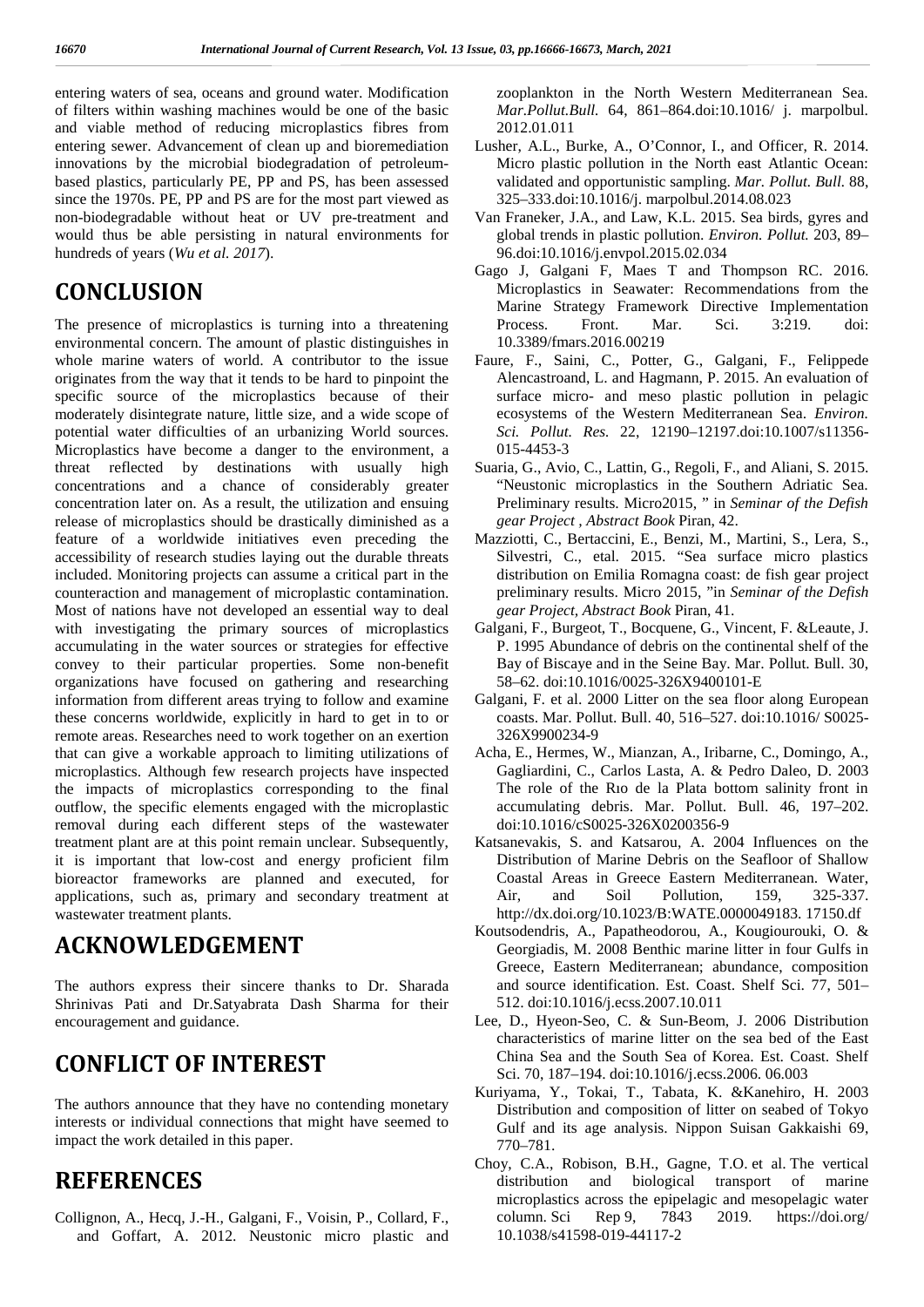entering waters of sea, oceans and ground water. Modification of filters within washing machines would be one of the basic and viable method of reducing microplastics fibres from entering sewer. Advancement of clean up and bioremediation innovations by the microbial biodegradation of petroleum-based plastics, particularly PE, PP and PS, has been assessed since the 1970s. PE, PP and PS are for the most part viewed as non-biodegradable without heat or UV pre-treatment and would thus be able persisting in natural environments for hundreds of years (*Wu et al. 2017*).

# CONCLUSION

The presence of microplastics is turning into a threatening environmental concern. The amount of plastic distinguishes in whole marine waters of world. A contributor to the issue originates from the way that it tends to be hard to pinpoint the specific source of the microplastics because of their moderately disintegrate nature, little size, and a wide scope of potential water difficulties of an urbanizing World sources. Microplastics have become a danger to the environment, a threat reflected by destinations with usually high concentrations and a chance of considerably greater concentration later on. As a result, the utilization and ensuing release of microplastics should be drastically diminished as a feature of a worldwide initiatives even preceding the accessibility of research studies laying out the durable threats included. Monitoring projects can assume a critical part in the counteraction and management of microplastic contamination. Most of nations have not developed an essential way to deal with investigating the primary sources of microplastics accumulating in the water sources or strategies for effective convey to their particular properties. Some non-benefit organizations have focused on gathering and researching information from different areas trying to follow and examine these concerns worldwide, explicitly in hard to get in to or remote areas. Researches need to work together on an exertion that can give a workable approach to limiting utilizations of microplastics. Although few research projects have inspected the impacts of microplastics corresponding to the final outflow, the specific elements engaged with the microplastic removal during each different steps of the wastewater treatment plant are at this point remain unclear. Subsequently, it is important that low-cost and energy proficient film bioreactor frameworks are planned and executed, for applications, such as, primary and secondary treatment at wastewater treatment plants.

# ACKNOWLEDGEMENT

The authors express their sincere thanks to Dr. Sharada Shrinivas Pati and Dr.Satyabrata Dash Sharma for their encouragement and guidance.

# CONFLICT OF INTEREST

The authors announce that they have no contending monetary interests or individual connections that might have seemed to impact the work detailed in this paper.

# REFERENCES

Collignon, A., Hecq, J.-H., Galgani, F., Voisin, P., Collard, F., and Goffart, A. 2012. Neustonic micro plastic and zooplankton in the North Western Mediterranean Sea. *Mar.Pollut.Bull.* 64, 861–864.doi:10.1016/ j. marpolbul. 2012.01.011

Lusher, A.L., Burke, A., O'Connor, I., and Officer, R. 2014. Micro plastic pollution in the North east Atlantic Ocean: validated and opportunistic sampling. *Mar. Pollut. Bull.* 88, 325–333.doi:10.1016/j. marpolbul.2014.08.023

Van Franeker, J.A., and Law, K.L. 2015. Sea birds, gyres and global trends in plastic pollution. *Environ. Pollut.* 203, 89–96.doi:10.1016/j.envpol.2015.02.034

Gago J, Galgani F, Maes T and Thompson RC. 2016. Microplastics in Seawater: Recommendations from the Marine Strategy Framework Directive Implementation Process. Front. Mar. Sci. 3:219. doi: 10.3389/fmars.2016.00219

Faure, F., Saini, C., Potter, G., Galgani, F., Felippede Alencastroand, L. and Hagmann, P. 2015. An evaluation of surface micro- and meso plastic pollution in pelagic ecosystems of the Western Mediterranean Sea. *Environ. Sci. Pollut. Res.* 22, 12190–12197.doi:10.1007/s11356-015-4453-3

Suaria, G., Avio, C., Lattin, G., Regoli, F., and Aliani, S. 2015. "Neustonic microplastics in the Southern Adriatic Sea. Preliminary results. Micro2015, " in *Seminar of the Defish gear Project , Abstract Book* Piran, 42.

Mazziotti, C., Bertaccini, E., Benzi, M., Martini, S., Lera, S., Silvestri, C., etal. 2015. "Sea surface micro plastics distribution on Emilia Romagna coast: de fish gear project preliminary results. Micro 2015, "in *Seminar of the Defish gear Project, Abstract Book* Piran, 41.

Galgani, F., Burgeot, T., Bocquene, G., Vincent, F. &Leaute, J. P. 1995 Abundance of debris on the continental shelf of the Bay of Biscaye and in the Seine Bay. Mar. Pollut. Bull. 30, 58–62. doi:10.1016/0025-326X9400101-E

Galgani, F. et al. 2000 Litter on the sea floor along European coasts. Mar. Pollut. Bull. 40, 516–527. doi:10.1016/ S0025-326X9900234-9

Acha, E., Hermes, W., Mianzan, A., Iribarne, C., Domingo, A., Gagliardini, C., Carlos Lasta, A. & Pedro Daleo, D. 2003 The role of the Rıo de la Plata bottom salinity front in accumulating debris. Mar. Pollut. Bull. 46, 197–202. doi:10.1016/cS0025-326X0200356-9

Katsanevakis, S. and Katsarou, A. 2004 Influences on the Distribution of Marine Debris on the Seafloor of Shallow Coastal Areas in Greece Eastern Mediterranean. Water, Air, and Soil Pollution, 159, 325-337. http://dx.doi.org/10.1023/B:WATE.0000049183. 17150.df

Koutsodendris, A., Papatheodorou, A., Kougiourouki, O. & Georgiadis, M. 2008 Benthic marine litter in four Gulfs in Greece, Eastern Mediterranean; abundance, composition and source identification. Est. Coast. Shelf Sci. 77, 501–512. doi:10.1016/j.ecss.2007.10.011

Lee, D., Hyeon-Seo, C. & Sun-Beom, J. 2006 Distribution characteristics of marine litter on the sea bed of the East China Sea and the South Sea of Korea. Est. Coast. Shelf Sci. 70, 187–194. doi:10.1016/j.ecss.2006. 06.003

Kuriyama, Y., Tokai, T., Tabata, K. &Kanehiro, H. 2003 Distribution and composition of litter on seabed of Tokyo Gulf and its age analysis. Nippon Suisan Gakkaishi 69, 770–781.

Choy, C.A., Robison, B.H., Gagne, T.O. et al. The vertical distribution and biological transport of marine microplastics across the epipelagic and mesopelagic water column. Sci Rep 9, 7843 2019. https://doi.org/ 10.1038/s41598-019-44117-2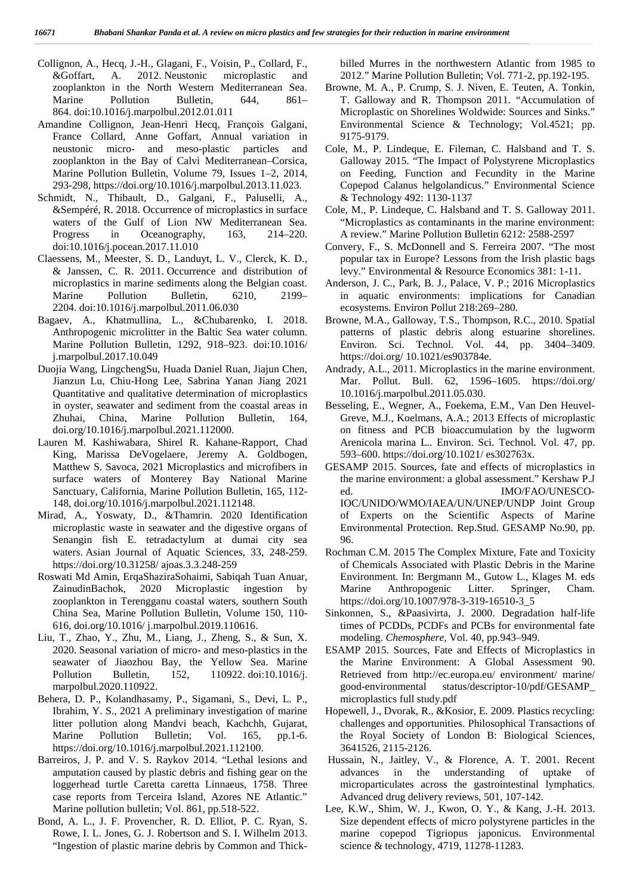Collignon, A., Hecq, J.-H., Glagani, F., Voisin, P., Collard, F., &Goffart, A. 2012. Neustonic microplastic and zooplankton in the North Western Mediterranean Sea. Marine Pollution Bulletin, 644, 861–864. doi:10.1016/j.marpolbul.2012.01.011

Amandine Collignon, Jean-Henri Hecq, François Galgani, France Collard, Anne Goffart, Annual variation in neustonic micro- and meso-plastic particles and zooplankton in the Bay of Calvi Mediterranean–Corsica, Marine Pollution Bulletin, Volume 79, Issues 1–2, 2014, 293-298, https://doi.org/10.1016/j.marpolbul.2013.11.023.

Schmidt, N., Thibault, D., Galgani, F., Paluselli, A., &Sempéré, R. 2018. Occurrence of microplastics in surface waters of the Gulf of Lion NW Mediterranean Sea. Progress in Oceanography, 163, 214–220. doi:10.1016/j.pocean.2017.11.010

Claessens, M., Meester, S. D., Landuyt, L. V., Clerck, K. D., & Janssen, C. R. 2011. Occurrence and distribution of microplastics in marine sediments along the Belgian coast. Marine Pollution Bulletin, 6210, 2199–2204. doi:10.1016/j.marpolbul.2011.06.030

Bagaev, A., Khatmullina, L., &Chubarenko, I. 2018. Anthropogenic microlitter in the Baltic Sea water column. Marine Pollution Bulletin, 1292, 918–923. doi:10.1016/ j.marpolbul.2017.10.049

Duojia Wang, LingchengSu, Huada Daniel Ruan, Jiajun Chen, Jianzun Lu, Chiu-Hong Lee, Sabrina Yanan Jiang 2021 Quantitative and qualitative determination of microplastics in oyster, seawater and sediment from the coastal areas in Zhuhai, China, Marine Pollution Bulletin, 164, doi.org/10.1016/j.marpolbul.2021.112000.

Lauren M. Kashiwabara, Shirel R. Kahane-Rapport, Chad King, Marissa DeVogelaere, Jeremy A. Goldbogen, Matthew S. Savoca, 2021 Microplastics and microfibers in surface waters of Monterey Bay National Marine Sanctuary, California, Marine Pollution Bulletin, 165, 112-148, doi.org/10.1016/j.marpolbul.2021.112148.

Mirad, A., Yoswaty, D., &Thamrin. 2020 Identification microplastic waste in seawater and the digestive organs of Senangin fish E. tetradactylum at dumai city sea waters. Asian Journal of Aquatic Sciences, 33, 248-259. https://doi.org/10.31258/ ajoas.3.3.248-259

Roswati Md Amin, ErqaShaziraSohaimi, Sabiqah Tuan Anuar, ZainudinBachok, 2020 Microplastic ingestion by zooplankton in Terengganu coastal waters, southern South China Sea, Marine Pollution Bulletin, Volume 150, 110-616, doi.org/10.1016/ j.marpolbul.2019.110616.

Liu, T., Zhao, Y., Zhu, M., Liang, J., Zheng, S., & Sun, X. 2020. Seasonal variation of micro- and meso-plastics in the seawater of Jiaozhou Bay, the Yellow Sea. Marine Pollution Bulletin, 152, 110922. doi:10.1016/j. marpolbul.2020.110922.

Behera, D. P., Kolandhasamy, P., Sigamani, S., Devi, L. P., Ibrahim, Y. S., 2021 A preliminary investigation of marine litter pollution along Mandvi beach, Kachchh, Gujarat, Marine Pollution Bulletin; Vol. 165, pp.1-6. https://doi.org/10.1016/j.marpolbul.2021.112100.

Barreiros, J. P. and V. S. Raykov 2014. "Lethal lesions and amputation caused by plastic debris and fishing gear on the loggerhead turtle Caretta caretta Linnaeus, 1758. Three case reports from Terceira Island, Azores NE Atlantic." Marine pollution bulletin; Vol. 861, pp.518-522.

Bond, A. L., J. F. Provencher, R. D. Elliot, P. C. Ryan, S. Rowe, I. L. Jones, G. J. Robertson and S. I. Wilhelm 2013. "Ingestion of plastic marine debris by Common and Thick-billed Murres in the northwestern Atlantic from 1985 to 2012." Marine Pollution Bulletin; Vol. 771-2, pp.192-195.

Browne, M. A., P. Crump, S. J. Niven, E. Teuten, A. Tonkin, T. Galloway and R. Thompson 2011. "Accumulation of Microplastic on Shorelines Woldwide: Sources and Sinks." Environmental Science & Technology; Vol.4521; pp. 9175-9179.

Cole, M., P. Lindeque, E. Fileman, C. Halsband and T. S. Galloway 2015. "The Impact of Polystyrene Microplastics on Feeding, Function and Fecundity in the Marine Copepod Calanus helgolandicus." Environmental Science & Technology 492: 1130-1137

Cole, M., P. Lindeque, C. Halsband and T. S. Galloway 2011. "Microplastics as contaminants in the marine environment: A review." Marine Pollution Bulletin 6212: 2588-2597

Convery, F., S. McDonnell and S. Ferreira 2007. "The most popular tax in Europe? Lessons from the Irish plastic bags levy." Environmental & Resource Economics 381: 1-11.

Anderson, J. C., Park, B. J., Palace, V. P.; 2016 Microplastics in aquatic environments: implications for Canadian ecosystems. Environ Pollut 218:269–280.

Browne, M.A., Galloway, T.S., Thompson, R.C., 2010. Spatial patterns of plastic debris along estuarine shorelines. Environ. Sci. Technol. Vol. 44, pp. 3404–3409. https://doi.org/ 10.1021/es903784e.

Andrady, A.L., 2011. Microplastics in the marine environment. Mar. Pollut. Bull. 62, 1596–1605. https://doi.org/ 10.1016/j.marpolbul.2011.05.030.

Besseling, E., Wegner, A., Foekema, E.M., Van Den Heuvel-Greve, M.J., Koelmans, A.A.; 2013 Effects of microplastic on fitness and PCB bioaccumulation by the lugworm Arenicola marina L.. Environ. Sci. Technol. Vol. 47, pp. 593–600. https://doi.org/10.1021/ es302763x.

GESAMP 2015. Sources, fate and effects of microplastics in the marine environment: a global assessment." Kershaw P.J ed. IMO/FAO/UNESCO-IOC/UNIDO/WMO/IAEA/UN/UNEP/UNDP Joint Group of Experts on the Scientific Aspects of Marine Environmental Protection. Rep.Stud. GESAMP No.90, pp. 96.

Rochman C.M. 2015 The Complex Mixture, Fate and Toxicity of Chemicals Associated with Plastic Debris in the Marine Environment. In: Bergmann M., Gutow L., Klages M. eds Marine Anthropogenic Litter. Springer, Cham. https://doi.org/10.1007/978-3-319-16510-3_5

Sinkonnen, S., &Paasivirta, J. 2000. Degradation half-life times of PCDDs, PCDFs and PCBs for environmental fate modeling. *Chemosphere*, Vol. 40, pp.943–949.

ESAMP 2015. Sources, Fate and Effects of Microplastics in the Marine Environment: A Global Assessment 90. Retrieved from http://ec.europa.eu/ environment/ marine/ good-environmental status/descriptor-10/pdf/GESAMP_ microplastics full study.pdf

Hopewell, J., Dvorak, R., &Kosior, E. 2009. Plastics recycling: challenges and opportunities. Philosophical Transactions of the Royal Society of London B: Biological Sciences, 3641526, 2115-2126.

Hussain, N., Jaitley, V., & Florence, A. T. 2001. Recent advances in the understanding of uptake of microparticulates across the gastrointestinal lymphatics. Advanced drug delivery reviews, 501, 107-142.

Lee, K.W., Shim, W. J., Kwon, O. Y., & Kang, J.-H. 2013. Size dependent effects of micro polystyrene particles in the marine copepod Tigriopus japonicus. Environmental science & technology, 4719, 11278-11283.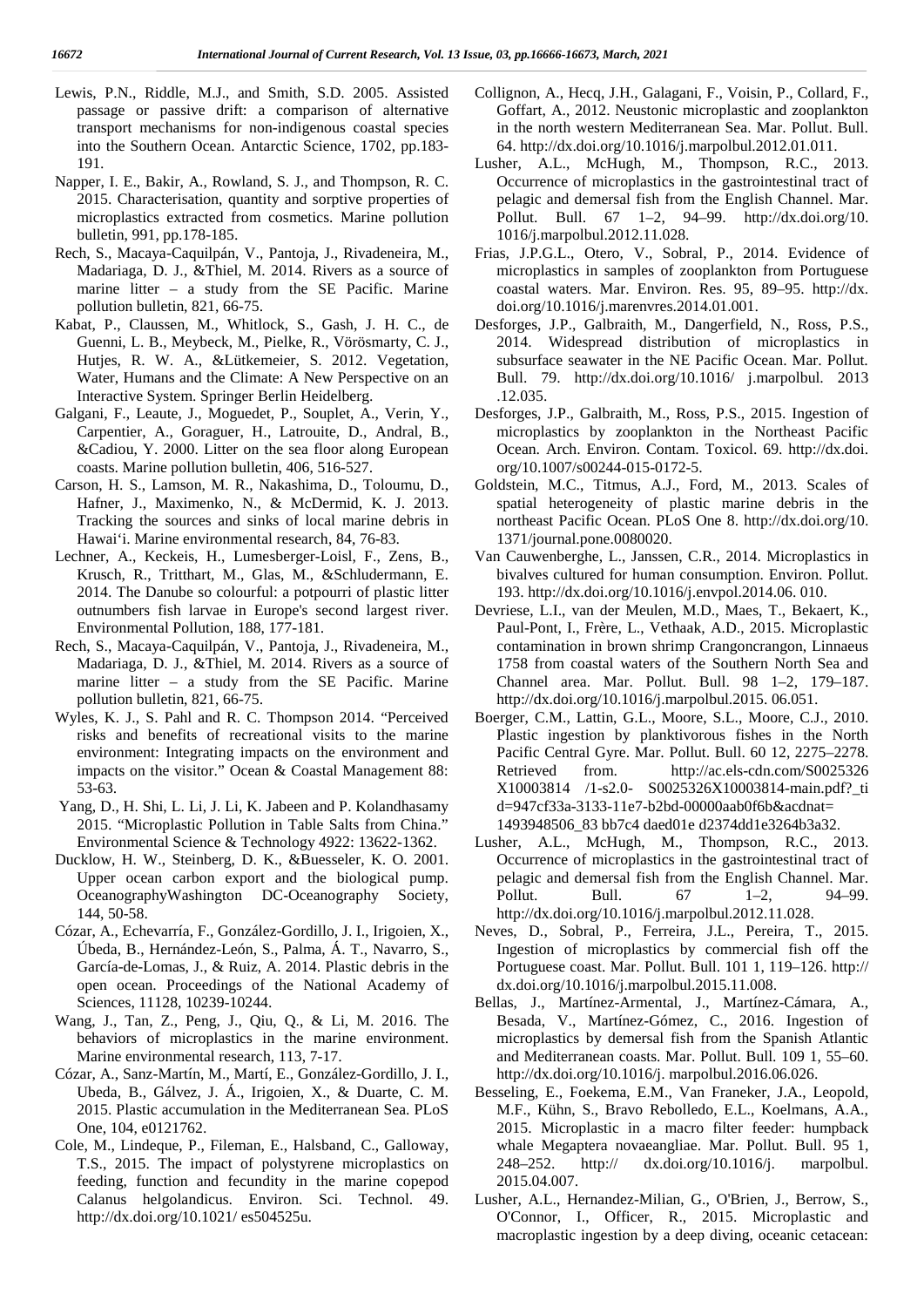Lewis, P.N., Riddle, M.J., and Smith, S.D. 2005. Assisted passage or passive drift: a comparison of alternative transport mechanisms for non-indigenous coastal species into the Southern Ocean. Antarctic Science, 1702, pp.183-191.

Napper, I. E., Bakir, A., Rowland, S. J., and Thompson, R. C. 2015. Characterisation, quantity and sorptive properties of microplastics extracted from cosmetics. Marine pollution bulletin, 991, pp.178-185.

Rech, S., Macaya-Caquilpán, V., Pantoja, J., Rivadeneira, M., Madariaga, D. J., &Thiel, M. 2014. Rivers as a source of marine litter – a study from the SE Pacific. Marine pollution bulletin, 821, 66-75.

Kabat, P., Claussen, M., Whitlock, S., Gash, J. H. C., de Guenni, L. B., Meybeck, M., Pielke, R., Vörösmarty, C. J., Hutjes, R. W. A., &Lütkemeier, S. 2012. Vegetation, Water, Humans and the Climate: A New Perspective on an Interactive System. Springer Berlin Heidelberg.

Galgani, F., Leaute, J., Moguedet, P., Souplet, A., Verin, Y., Carpentier, A., Goraguer, H., Latrouite, D., Andral, B., &Cadiou, Y. 2000. Litter on the sea floor along European coasts. Marine pollution bulletin, 406, 516-527.

Carson, H. S., Lamson, M. R., Nakashima, D., Toloumu, D., Hafner, J., Maximenko, N., & McDermid, K. J. 2013. Tracking the sources and sinks of local marine debris in Hawai'i. Marine environmental research, 84, 76-83.

Lechner, A., Keckeis, H., Lumesberger-Loisl, F., Zens, B., Krusch, R., Tritthart, M., Glas, M., &Schludermann, E. 2014. The Danube so colourful: a potpourri of plastic litter outnumbers fish larvae in Europe's second largest river. Environmental Pollution, 188, 177-181.

Rech, S., Macaya-Caquilpán, V., Pantoja, J., Rivadeneira, M., Madariaga, D. J., &Thiel, M. 2014. Rivers as a source of marine litter – a study from the SE Pacific. Marine pollution bulletin, 821, 66-75.

Wyles, K. J., S. Pahl and R. C. Thompson 2014. "Perceived risks and benefits of recreational visits to the marine environment: Integrating impacts on the environment and impacts on the visitor." Ocean & Coastal Management 88: 53-63.

Yang, D., H. Shi, L. Li, J. Li, K. Jabeen and P. Kolandhasamy 2015. "Microplastic Pollution in Table Salts from China." Environmental Science & Technology 4922: 13622-1362.

Ducklow, H. W., Steinberg, D. K., &Buesseler, K. O. 2001. Upper ocean carbon export and the biological pump. OceanographyWashington DC-Oceanography Society, 144, 50-58.

Cózar, A., Echevarría, F., González-Gordillo, J. I., Irigoien, X., Úbeda, B., Hernández-León, S., Palma, Á. T., Navarro, S., García-de-Lomas, J., & Ruiz, A. 2014. Plastic debris in the open ocean. Proceedings of the National Academy of Sciences, 11128, 10239-10244.

Wang, J., Tan, Z., Peng, J., Qiu, Q., & Li, M. 2016. The behaviors of microplastics in the marine environment. Marine environmental research, 113, 7-17.

Cózar, A., Sanz-Martín, M., Martí, E., González-Gordillo, J. I., Ubeda, B., Gálvez, J. Á., Irigoien, X., & Duarte, C. M. 2015. Plastic accumulation in the Mediterranean Sea. PLoS One, 104, e0121762.

Cole, M., Lindeque, P., Fileman, E., Halsband, C., Galloway, T.S., 2015. The impact of polystyrene microplastics on feeding, function and fecundity in the marine copepod Calanus helgolandicus. Environ. Sci. Technol. 49. http://dx.doi.org/10.1021/ es504525u.

Collignon, A., Hecq, J.H., Galagani, F., Voisin, P., Collard, F., Goffart, A., 2012. Neustonic microplastic and zooplankton in the north western Mediterranean Sea. Mar. Pollut. Bull. 64. http://dx.doi.org/10.1016/j.marpolbul.2012.01.011.

Lusher, A.L., McHugh, M., Thompson, R.C., 2013. Occurrence of microplastics in the gastrointestinal tract of pelagic and demersal fish from the English Channel. Mar. Pollut. Bull. 67 1–2, 94–99. http://dx.doi.org/10. 1016/j.marpolbul.2012.11.028.

Frias, J.P.G.L., Otero, V., Sobral, P., 2014. Evidence of microplastics in samples of zooplankton from Portuguese coastal waters. Mar. Environ. Res. 95, 89–95. http://dx. doi.org/10.1016/j.marenvres.2014.01.001.

Desforges, J.P., Galbraith, M., Dangerfield, N., Ross, P.S., 2014. Widespread distribution of microplastics in subsurface seawater in the NE Pacific Ocean. Mar. Pollut. Bull. 79. http://dx.doi.org/10.1016/ j.marpolbul. 2013 .12.035.

Desforges, J.P., Galbraith, M., Ross, P.S., 2015. Ingestion of microplastics by zooplankton in the Northeast Pacific Ocean. Arch. Environ. Contam. Toxicol. 69. http://dx.doi. org/10.1007/s00244-015-0172-5.

Goldstein, M.C., Titmus, A.J., Ford, M., 2013. Scales of spatial heterogeneity of plastic marine debris in the northeast Pacific Ocean. PLoS One 8. http://dx.doi.org/10. 1371/journal.pone.0080020.

Van Cauwenberghe, L., Janssen, C.R., 2014. Microplastics in bivalves cultured for human consumption. Environ. Pollut. 193. http://dx.doi.org/10.1016/j.envpol.2014.06. 010.

Devriese, L.I., van der Meulen, M.D., Maes, T., Bekaert, K., Paul-Pont, I., Frère, L., Vethaak, A.D., 2015. Microplastic contamination in brown shrimp Crangoncrangon, Linnaeus 1758 from coastal waters of the Southern North Sea and Channel area. Mar. Pollut. Bull. 98 1–2, 179–187. http://dx.doi.org/10.1016/j.marpolbul.2015. 06.051.

Boerger, C.M., Lattin, G.L., Moore, S.L., Moore, C.J., 2010. Plastic ingestion by planktivorous fishes in the North Pacific Central Gyre. Mar. Pollut. Bull. 60 12, 2275–2278. Retrieved from. http://ac.els-cdn.com/S0025326 X10003814 /1-s2.0- S0025326X10003814-main.pdf?_tid=947cf33a-3133-11e7-b2bd-00000aab0f6b&acdnat= 1493948506_83 bb7c4 daed01e d2374dd1e3264b3a32.

Lusher, A.L., McHugh, M., Thompson, R.C., 2013. Occurrence of microplastics in the gastrointestinal tract of pelagic and demersal fish from the English Channel. Mar. Pollut. Bull. 67 1–2, 94–99. http://dx.doi.org/10.1016/j.marpolbul.2012.11.028.

Neves, D., Sobral, P., Ferreira, J.L., Pereira, T., 2015. Ingestion of microplastics by commercial fish off the Portuguese coast. Mar. Pollut. Bull. 101 1, 119–126. http:// dx.doi.org/10.1016/j.marpolbul.2015.11.008.

Bellas, J., Martínez-Armental, J., Martínez-Cámara, A., Besada, V., Martínez-Gómez, C., 2016. Ingestion of microplastics by demersal fish from the Spanish Atlantic and Mediterranean coasts. Mar. Pollut. Bull. 109 1, 55–60. http://dx.doi.org/10.1016/j. marpolbul.2016.06.026.

Besseling, E., Foekema, E.M., Van Franeker, J.A., Leopold, M.F., Kühn, S., Bravo Rebolledo, E.L., Koelmans, A.A., 2015. Microplastic in a macro filter feeder: humpback whale Megaptera novaeangliae. Mar. Pollut. Bull. 95 1, 248–252. http:// dx.doi.org/10.1016/j. marpolbul. 2015.04.007.

Lusher, A.L., Hernandez-Milian, G., O'Brien, J., Berrow, S., O'Connor, I., Officer, R., 2015. Microplastic and macroplastic ingestion by a deep diving, oceanic cetacean: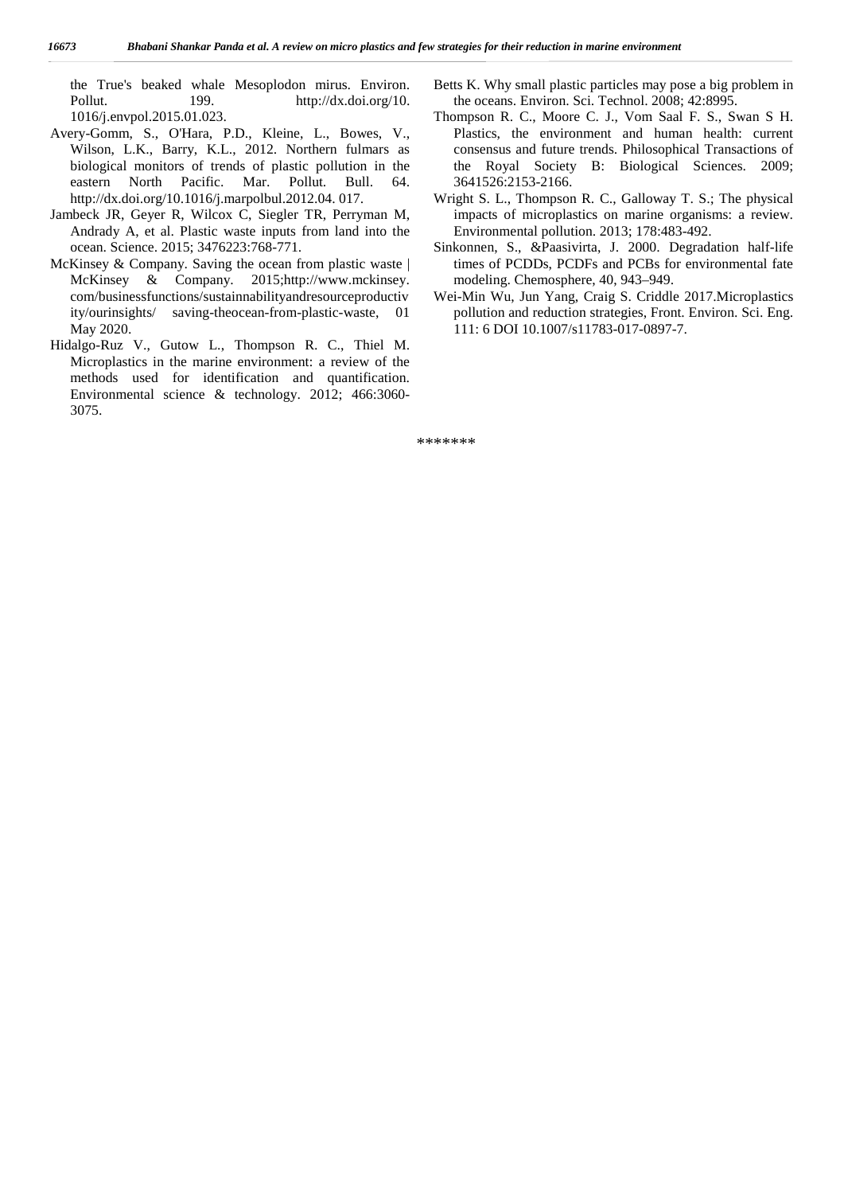the True's beaked whale Mesoplodon mirus. Environ. Pollut. 199. http://dx.doi.org/10. 1016/j.envpol.2015.01.023.

Avery-Gomm, S., O'Hara, P.D., Kleine, L., Bowes, V., Wilson, L.K., Barry, K.L., 2012. Northern fulmars as biological monitors of trends of plastic pollution in the eastern North Pacific. Mar. Pollut. Bull. 64. http://dx.doi.org/10.1016/j.marpolbul.2012.04. 017.

Jambeck JR, Geyer R, Wilcox C, Siegler TR, Perryman M, Andrady A, et al. Plastic waste inputs from land into the ocean. Science. 2015; 3476223:768-771.

McKinsey & Company. Saving the ocean from plastic waste | McKinsey & Company. 2015;http://www.mckinsey. com/businessfunctions/sustainnabilityandresourceproductiv ity/ourinsights/ saving-theocean-from-plastic-waste, 01 May 2020.

Hidalgo-Ruz V., Gutow L., Thompson R. C., Thiel M. Microplastics in the marine environment: a review of the methods used for identification and quantification. Environmental science & technology. 2012; 466:3060-3075.

Betts K. Why small plastic particles may pose a big problem in the oceans. Environ. Sci. Technol. 2008; 42:8995.

Thompson R. C., Moore C. J., Vom Saal F. S., Swan S H. Plastics, the environment and human health: current consensus and future trends. Philosophical Transactions of the Royal Society B: Biological Sciences. 2009; 3641526:2153-2166.

Wright S. L., Thompson R. C., Galloway T. S.; The physical impacts of microplastics on marine organisms: a review. Environmental pollution. 2013; 178:483-492.

Sinkonnen, S., &Paasivirta, J. 2000. Degradation half-life times of PCDDs, PCDFs and PCBs for environmental fate modeling. Chemosphere, 40, 943–949.

Wei-Min Wu, Jun Yang, Craig S. Criddle 2017.Microplastics pollution and reduction strategies, Front. Environ. Sci. Eng. 111: 6 DOI 10.1007/s11783-017-0897-7.

*******